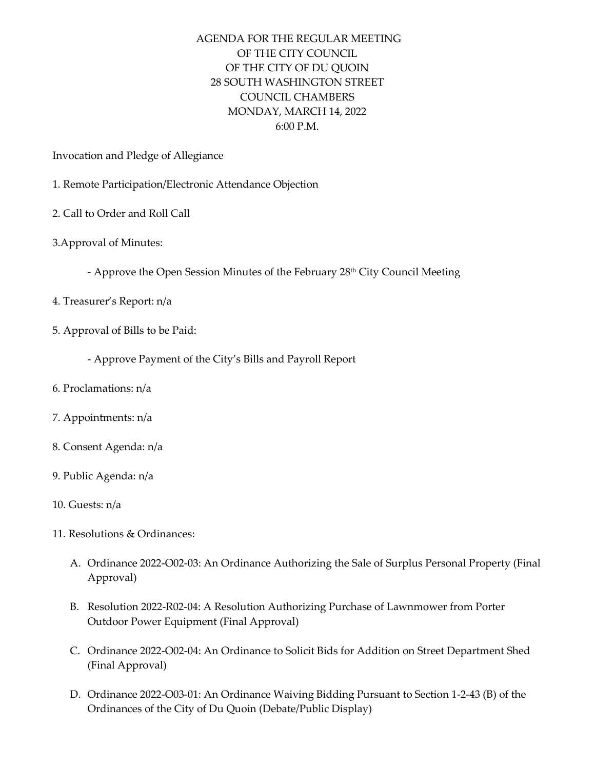# AGENDA FOR THE REGULAR MEETING
# OF THE CITY COUNCIL
# OF THE CITY OF DU QUOIN
28 SOUTH WASHINGTON STREET
COUNCIL CHAMBERS
MONDAY, MARCH 14, 2022
6:00 P.M.

Invocation and Pledge of Allegiance

1. Remote Participation/Electronic Attendance Objection

2. Call to Order and Roll Call

3.Approval of Minutes:

   - Approve the Open Session Minutes of the February 28th City Council Meeting

4. Treasurer's Report: n/a

5. Approval of Bills to be Paid:

   - Approve Payment of the City's Bills and Payroll Report

6. Proclamations: n/a

7. Appointments: n/a

8. Consent Agenda: n/a

9. Public Agenda: n/a

10. Guests: n/a

11. Resolutions & Ordinances:

   A. Ordinance 2022-O02-03: An Ordinance Authorizing the Sale of Surplus Personal Property (Final Approval)

   B. Resolution 2022-R02-04: A Resolution Authorizing Purchase of Lawnmower from Porter Outdoor Power Equipment (Final Approval)

   C. Ordinance 2022-O02-04: An Ordinance to Solicit Bids for Addition on Street Department Shed (Final Approval)

   D. Ordinance 2022-O03-01: An Ordinance Waiving Bidding Pursuant to Section 1-2-43 (B) of the Ordinances of the City of Du Quoin (Debate/Public Display)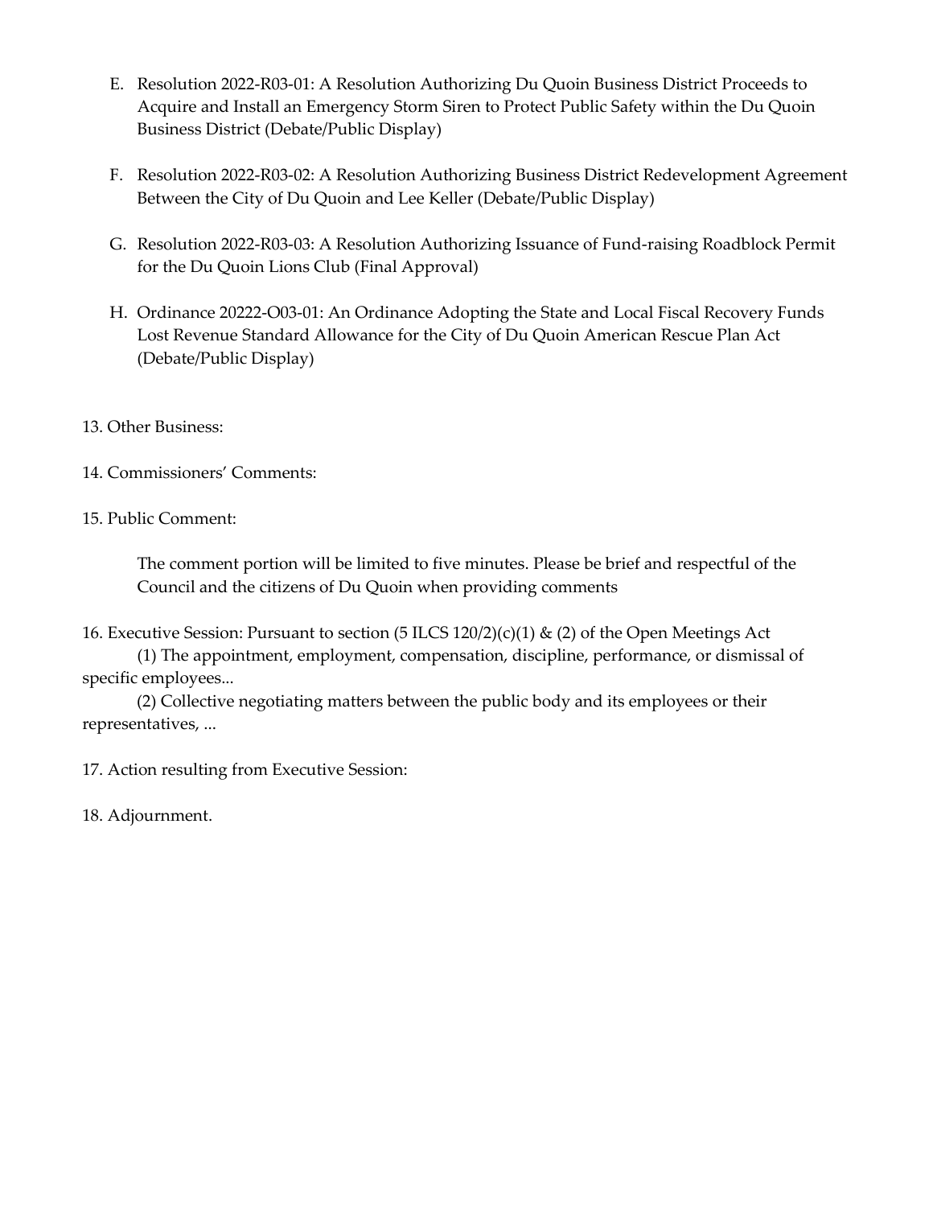E. Resolution 2022-R03-01: A Resolution Authorizing Du Quoin Business District Proceeds to Acquire and Install an Emergency Storm Siren to Protect Public Safety within the Du Quoin Business District (Debate/Public Display)

F. Resolution 2022-R03-02: A Resolution Authorizing Business District Redevelopment Agreement Between the City of Du Quoin and Lee Keller (Debate/Public Display)

G. Resolution 2022-R03-03: A Resolution Authorizing Issuance of Fund-raising Roadblock Permit for the Du Quoin Lions Club (Final Approval)

H. Ordinance 20222-O03-01: An Ordinance Adopting the State and Local Fiscal Recovery Funds Lost Revenue Standard Allowance for the City of Du Quoin American Rescue Plan Act (Debate/Public Display)

13. Other Business:

14. Commissioners' Comments:

15. Public Comment:

    The comment portion will be limited to five minutes. Please be brief and respectful of the Council and the citizens of Du Quoin when providing comments

16. Executive Session: Pursuant to section (5 ILCS 120/2)(c)(1) & (2) of the Open Meetings Act

    (1) The appointment, employment, compensation, discipline, performance, or dismissal of specific employees...

    (2) Collective negotiating matters between the public body and its employees or their representatives, ...

17. Action resulting from Executive Session:

18. Adjournment.